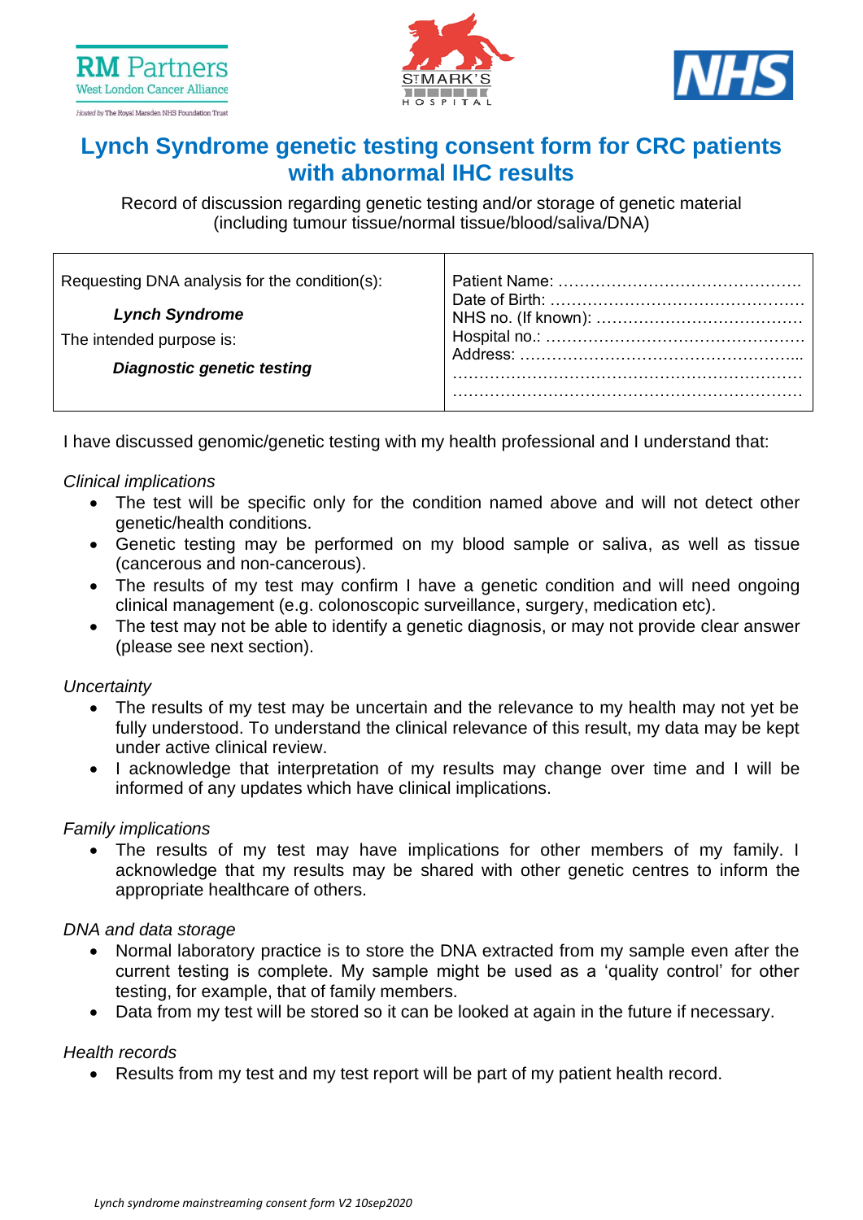RM Partners
West London Cancer Alliance
Hosted by The Royal Marsden NHS Foundation Trust

ST MARK'S HOSPITAL

NHS

# Lynch Syndrome genetic testing consent form for CRC patients with abnormal IHC results

Record of discussion regarding genetic testing and/or storage of genetic material (including tumour tissue/normal tissue/blood/saliva/DNA)

| Requesting DNA analysis for the condition(s): | Patient Name: ……………………………………… |
|---|---|
| ***Lynch Syndrome*** | Date of Birth: ……………………………………… |
| The intended purpose is: | NHS no. (If known): ……………………………… |
| ***Diagnostic genetic testing*** | Hospital no.: ……………………………………… |
| | Address: ………………………………………… |
| | ………………………………………………………… |
| | ………………………………………………………… |

I have discussed genomic/genetic testing with my health professional and I understand that:

*Clinical implications*

- The test will be specific only for the condition named above and will not detect other genetic/health conditions.
- Genetic testing may be performed on my blood sample or saliva, as well as tissue (cancerous and non-cancerous).
- The results of my test may confirm I have a genetic condition and will need ongoing clinical management (e.g. colonoscopic surveillance, surgery, medication etc).
- The test may not be able to identify a genetic diagnosis, or may not provide clear answer (please see next section).

*Uncertainty*

- The results of my test may be uncertain and the relevance to my health may not yet be fully understood. To understand the clinical relevance of this result, my data may be kept under active clinical review.
- I acknowledge that interpretation of my results may change over time and I will be informed of any updates which have clinical implications.

*Family implications*

- The results of my test may have implications for other members of my family. I acknowledge that my results may be shared with other genetic centres to inform the appropriate healthcare of others.

*DNA and data storage*

- Normal laboratory practice is to store the DNA extracted from my sample even after the current testing is complete. My sample might be used as a 'quality control' for other testing, for example, that of family members.
- Data from my test will be stored so it can be looked at again in the future if necessary.

*Health records*

- Results from my test and my test report will be part of my patient health record.

*Lynch syndrome mainstreaming consent form V2 10sep2020*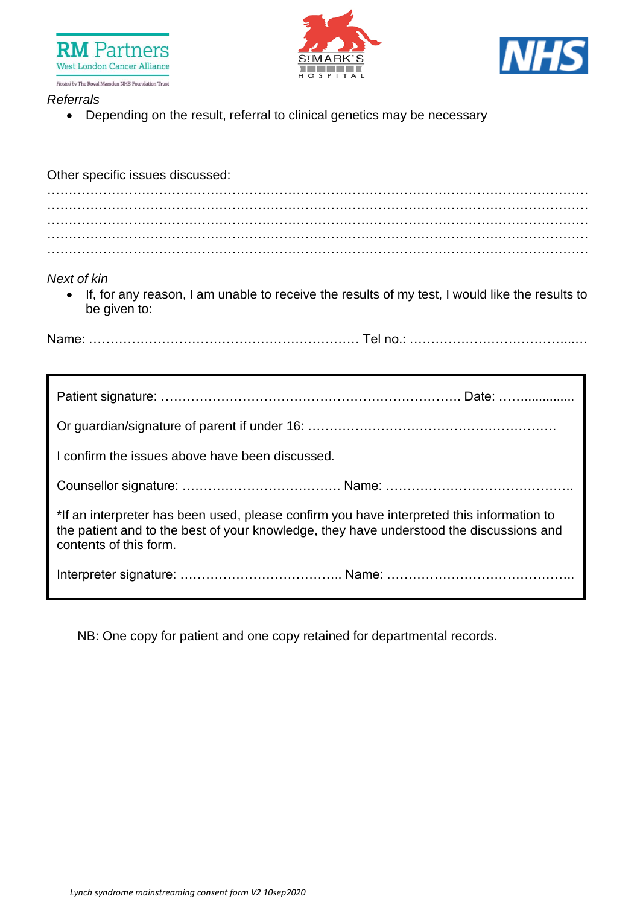*Referrals*

- Depending on the result, referral to clinical genetics may be necessary

Other specific issues discussed:

…………………………………………………………………………………………………………………
…………………………………………………………………………………………………………………
…………………………………………………………………………………………………………………
…………………………………………………………………………………………………………………
…………………………………………………………………………………………………………………

*Next of kin*

- If, for any reason, I am unable to receive the results of my test, I would like the results to be given to:

Name: ……………………………………………………… Tel no.: …………………………………...…

Patient signature: ……………………………………………………………. Date: ……..............

Or guardian/signature of parent if under 16: ………………………………………………….

I confirm the issues above have been discussed.

Counsellor signature: ………………………………. Name: ……………………………………..

*If an interpreter has been used, please confirm you have interpreted this information to the patient and to the best of your knowledge, they have understood the discussions and contents of this form.

Interpreter signature: ……………………………….. Name: ……………………………………..

NB: One copy for patient and one copy retained for departmental records.

*Lynch syndrome mainstreaming consent form V2 10sep2020*